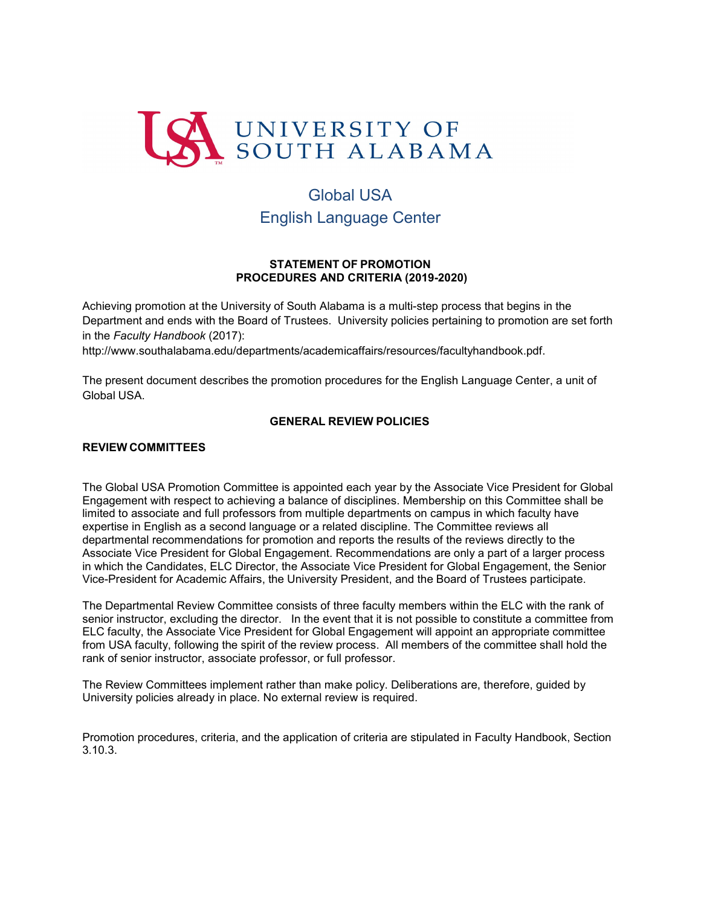UNIVERSITY OF SOUTH ALABAMA

# Global USA
# English Language Center

**STATEMENT OF PROMOTION**
**PROCEDURES AND CRITERIA (2019-2020)**

Achieving promotion at the University of South Alabama is a multi-step process that begins in the Department and ends with the Board of Trustees. University policies pertaining to promotion are set forth in the *Faculty Handbook* (2017):
http://www.southalabama.edu/departments/academicaffairs/resources/facultyhandbook.pdf.

The present document describes the promotion procedures for the English Language Center, a unit of Global USA.

## GENERAL REVIEW POLICIES

### REVIEW COMMITTEES

The Global USA Promotion Committee is appointed each year by the Associate Vice President for Global Engagement with respect to achieving a balance of disciplines. Membership on this Committee shall be limited to associate and full professors from multiple departments on campus in which faculty have expertise in English as a second language or a related discipline. The Committee reviews all departmental recommendations for promotion and reports the results of the reviews directly to the Associate Vice President for Global Engagement. Recommendations are only a part of a larger process in which the Candidates, ELC Director, the Associate Vice President for Global Engagement, the Senior Vice-President for Academic Affairs, the University President, and the Board of Trustees participate.

The Departmental Review Committee consists of three faculty members within the ELC with the rank of senior instructor, excluding the director. In the event that it is not possible to constitute a committee from ELC faculty, the Associate Vice President for Global Engagement will appoint an appropriate committee from USA faculty, following the spirit of the review process. All members of the committee shall hold the rank of senior instructor, associate professor, or full professor.

The Review Committees implement rather than make policy. Deliberations are, therefore, guided by University policies already in place. No external review is required.

Promotion procedures, criteria, and the application of criteria are stipulated in Faculty Handbook, Section 3.10.3.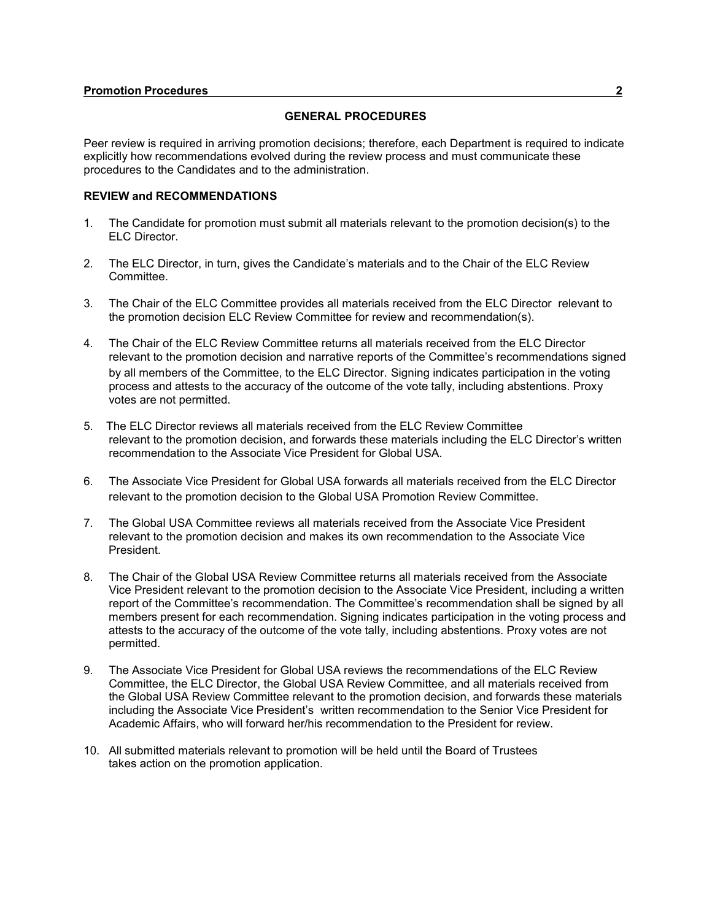## GENERAL PROCEDURES

Peer review is required in arriving promotion decisions; therefore, each Department is required to indicate explicitly how recommendations evolved during the review process and must communicate these procedures to the Candidates and to the administration.

### REVIEW and RECOMMENDATIONS

1. The Candidate for promotion must submit all materials relevant to the promotion decision(s) to the ELC Director.

2. The ELC Director, in turn, gives the Candidate's materials and to the Chair of the ELC Review Committee.

3. The Chair of the ELC Committee provides all materials received from the ELC Director relevant to the promotion decision ELC Review Committee for review and recommendation(s).

4. The Chair of the ELC Review Committee returns all materials received from the ELC Director relevant to the promotion decision and narrative reports of the Committee's recommendations signed by all members of the Committee, to the ELC Director. Signing indicates participation in the voting process and attests to the accuracy of the outcome of the vote tally, including abstentions. Proxy votes are not permitted.

5. The ELC Director reviews all materials received from the ELC Review Committee relevant to the promotion decision, and forwards these materials including the ELC Director's written recommendation to the Associate Vice President for Global USA.

6. The Associate Vice President for Global USA forwards all materials received from the ELC Director relevant to the promotion decision to the Global USA Promotion Review Committee.

7. The Global USA Committee reviews all materials received from the Associate Vice President relevant to the promotion decision and makes its own recommendation to the Associate Vice President.

8. The Chair of the Global USA Review Committee returns all materials received from the Associate Vice President relevant to the promotion decision to the Associate Vice President, including a written report of the Committee's recommendation. The Committee's recommendation shall be signed by all members present for each recommendation. Signing indicates participation in the voting process and attests to the accuracy of the outcome of the vote tally, including abstentions. Proxy votes are not permitted.

9. The Associate Vice President for Global USA reviews the recommendations of the ELC Review Committee, the ELC Director, the Global USA Review Committee, and all materials received from the Global USA Review Committee relevant to the promotion decision, and forwards these materials including the Associate Vice President's written recommendation to the Senior Vice President for Academic Affairs, who will forward her/his recommendation to the President for review.

10. All submitted materials relevant to promotion will be held until the Board of Trustees takes action on the promotion application.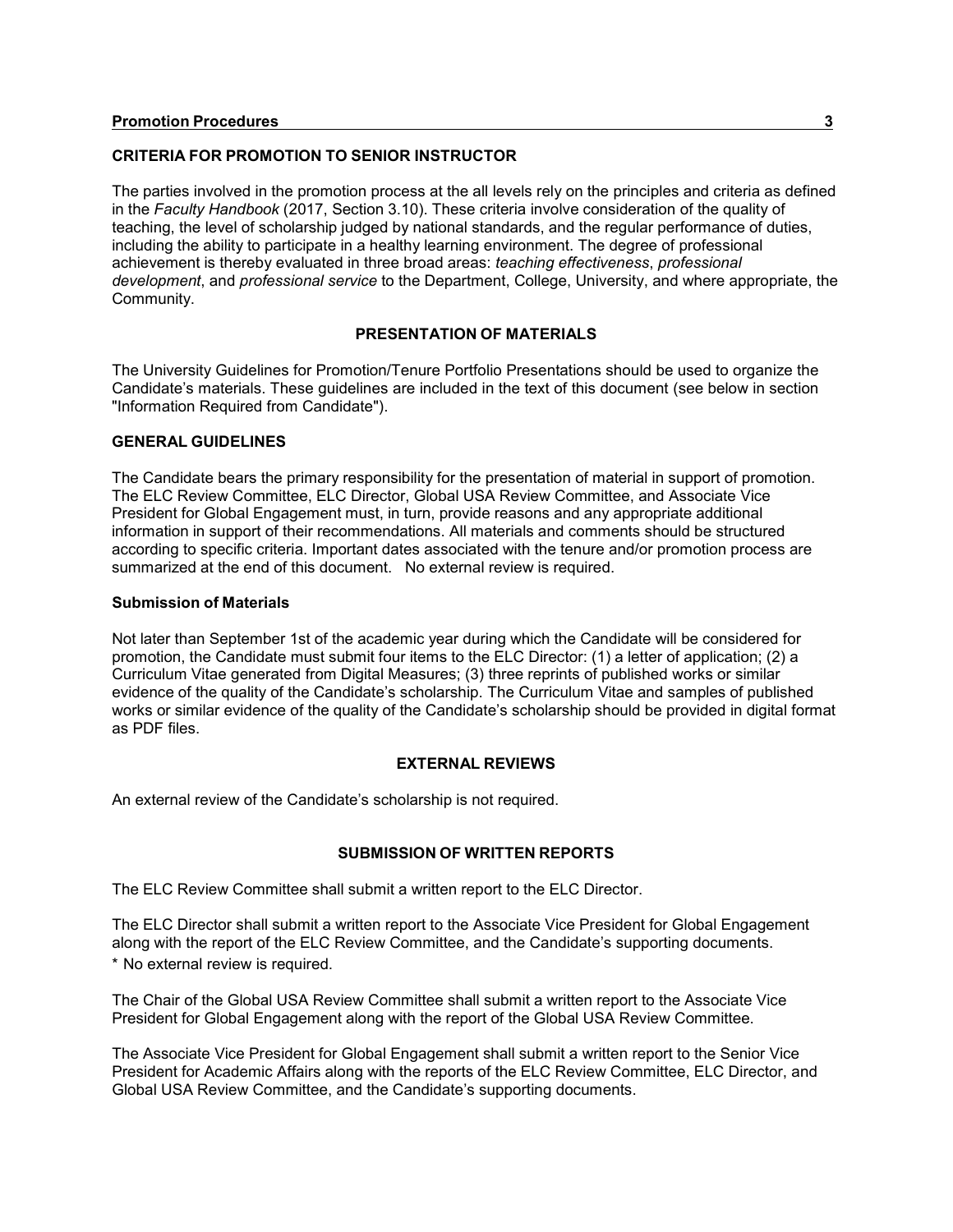## CRITERIA FOR PROMOTION TO SENIOR INSTRUCTOR

The parties involved in the promotion process at the all levels rely on the principles and criteria as defined in the *Faculty Handbook* (2017, Section 3.10). These criteria involve consideration of the quality of teaching, the level of scholarship judged by national standards, and the regular performance of duties, including the ability to participate in a healthy learning environment. The degree of professional achievement is thereby evaluated in three broad areas: *teaching effectiveness*, *professional development*, and *professional service* to the Department, College, University, and where appropriate, the Community.

## PRESENTATION OF MATERIALS

The University Guidelines for Promotion/Tenure Portfolio Presentations should be used to organize the Candidate's materials. These guidelines are included in the text of this document (see below in section "Information Required from Candidate").

## GENERAL GUIDELINES

The Candidate bears the primary responsibility for the presentation of material in support of promotion. The ELC Review Committee, ELC Director, Global USA Review Committee, and Associate Vice President for Global Engagement must, in turn, provide reasons and any appropriate additional information in support of their recommendations. All materials and comments should be structured according to specific criteria. Important dates associated with the tenure and/or promotion process are summarized at the end of this document. No external review is required.

### Submission of Materials

Not later than September 1st of the academic year during which the Candidate will be considered for promotion, the Candidate must submit four items to the ELC Director: (1) a letter of application; (2) a Curriculum Vitae generated from Digital Measures; (3) three reprints of published works or similar evidence of the quality of the Candidate's scholarship. The Curriculum Vitae and samples of published works or similar evidence of the quality of the Candidate's scholarship should be provided in digital format as PDF files.

## EXTERNAL REVIEWS

An external review of the Candidate's scholarship is not required.

## SUBMISSION OF WRITTEN REPORTS

The ELC Review Committee shall submit a written report to the ELC Director.

The ELC Director shall submit a written report to the Associate Vice President for Global Engagement along with the report of the ELC Review Committee, and the Candidate's supporting documents.
* No external review is required.

The Chair of the Global USA Review Committee shall submit a written report to the Associate Vice President for Global Engagement along with the report of the Global USA Review Committee.

The Associate Vice President for Global Engagement shall submit a written report to the Senior Vice President for Academic Affairs along with the reports of the ELC Review Committee, ELC Director, and Global USA Review Committee, and the Candidate's supporting documents.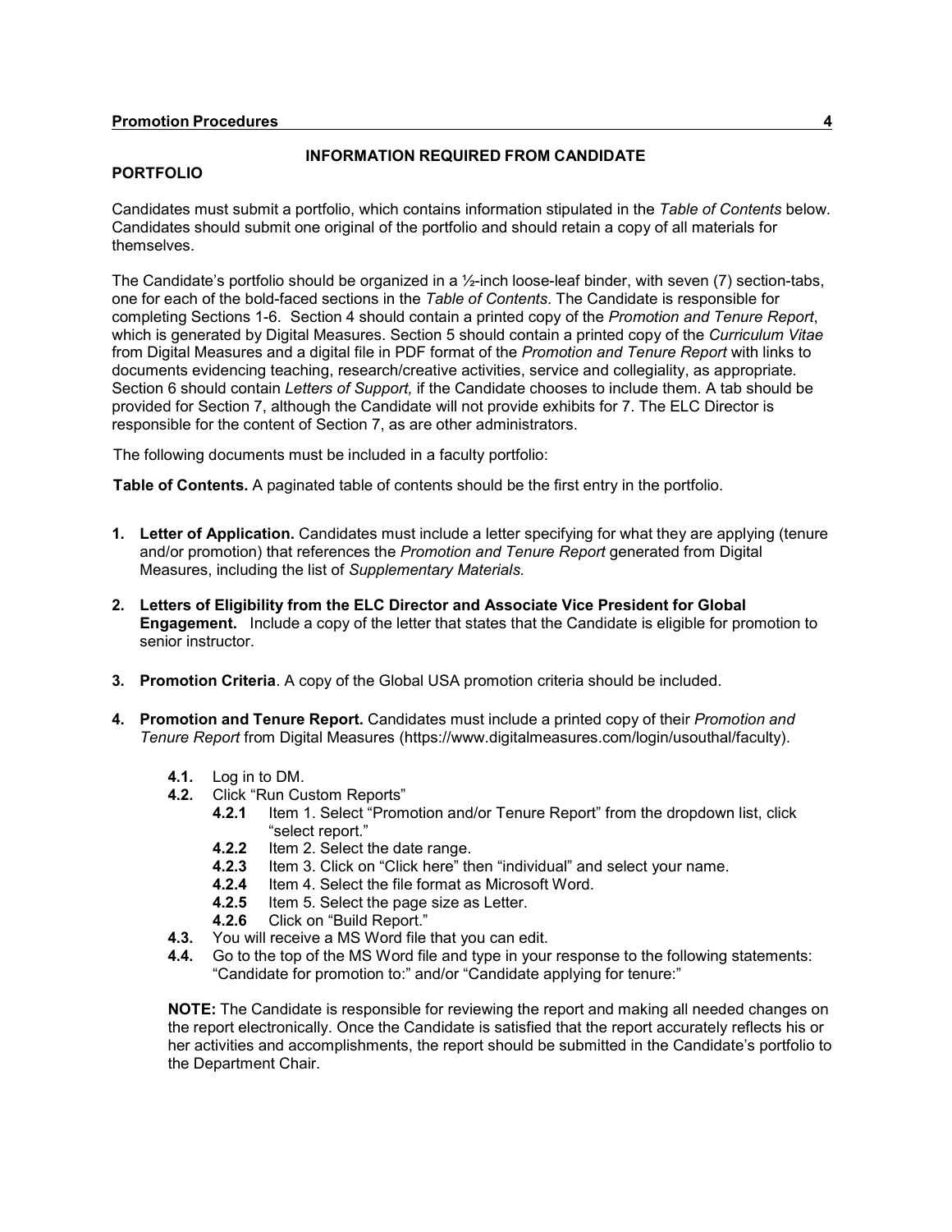## INFORMATION REQUIRED FROM CANDIDATE

### PORTFOLIO

Candidates must submit a portfolio, which contains information stipulated in the *Table of Contents* below. Candidates should submit one original of the portfolio and should retain a copy of all materials for themselves.

The Candidate's portfolio should be organized in a ½-inch loose-leaf binder, with seven (7) section-tabs, one for each of the bold-faced sections in the *Table of Contents*. The Candidate is responsible for completing Sections 1-6. Section 4 should contain a printed copy of the *Promotion and Tenure Report*, which is generated by Digital Measures. Section 5 should contain a printed copy of the *Curriculum Vitae* from Digital Measures and a digital file in PDF format of the *Promotion and Tenure Report* with links to documents evidencing teaching, research/creative activities, service and collegiality, as appropriate. Section 6 should contain *Letters of Support,* if the Candidate chooses to include them. A tab should be provided for Section 7, although the Candidate will not provide exhibits for 7. The ELC Director is responsible for the content of Section 7, as are other administrators.

The following documents must be included in a faculty portfolio:

**Table of Contents.** A paginated table of contents should be the first entry in the portfolio.

1. **Letter of Application.** Candidates must include a letter specifying for what they are applying (tenure and/or promotion) that references the *Promotion and Tenure Report* generated from Digital Measures, including the list of *Supplementary Materials.*

2. **Letters of Eligibility from the ELC Director and Associate Vice President for Global Engagement.** Include a copy of the letter that states that the Candidate is eligible for promotion to senior instructor.

3. **Promotion Criteria**. A copy of the Global USA promotion criteria should be included.

4. **Promotion and Tenure Report.** Candidates must include a printed copy of their *Promotion and Tenure Report* from Digital Measures (https://www.digitalmeasures.com/login/usouthal/faculty).

   **4.1.** Log in to DM.
   
   **4.2.** Click "Run Custom Reports"
   
   - **4.2.1** Item 1. Select "Promotion and/or Tenure Report" from the dropdown list, click "select report."
   - **4.2.2** Item 2. Select the date range.
   - **4.2.3** Item 3. Click on "Click here" then "individual" and select your name.
   - **4.2.4** Item 4. Select the file format as Microsoft Word.
   - **4.2.5** Item 5. Select the page size as Letter.
   - **4.2.6** Click on "Build Report."
   
   **4.3.** You will receive a MS Word file that you can edit.
   
   **4.4.** Go to the top of the MS Word file and type in your response to the following statements: "Candidate for promotion to:" and/or "Candidate applying for tenure:"

   **NOTE:** The Candidate is responsible for reviewing the report and making all needed changes on the report electronically. Once the Candidate is satisfied that the report accurately reflects his or her activities and accomplishments, the report should be submitted in the Candidate's portfolio to the Department Chair.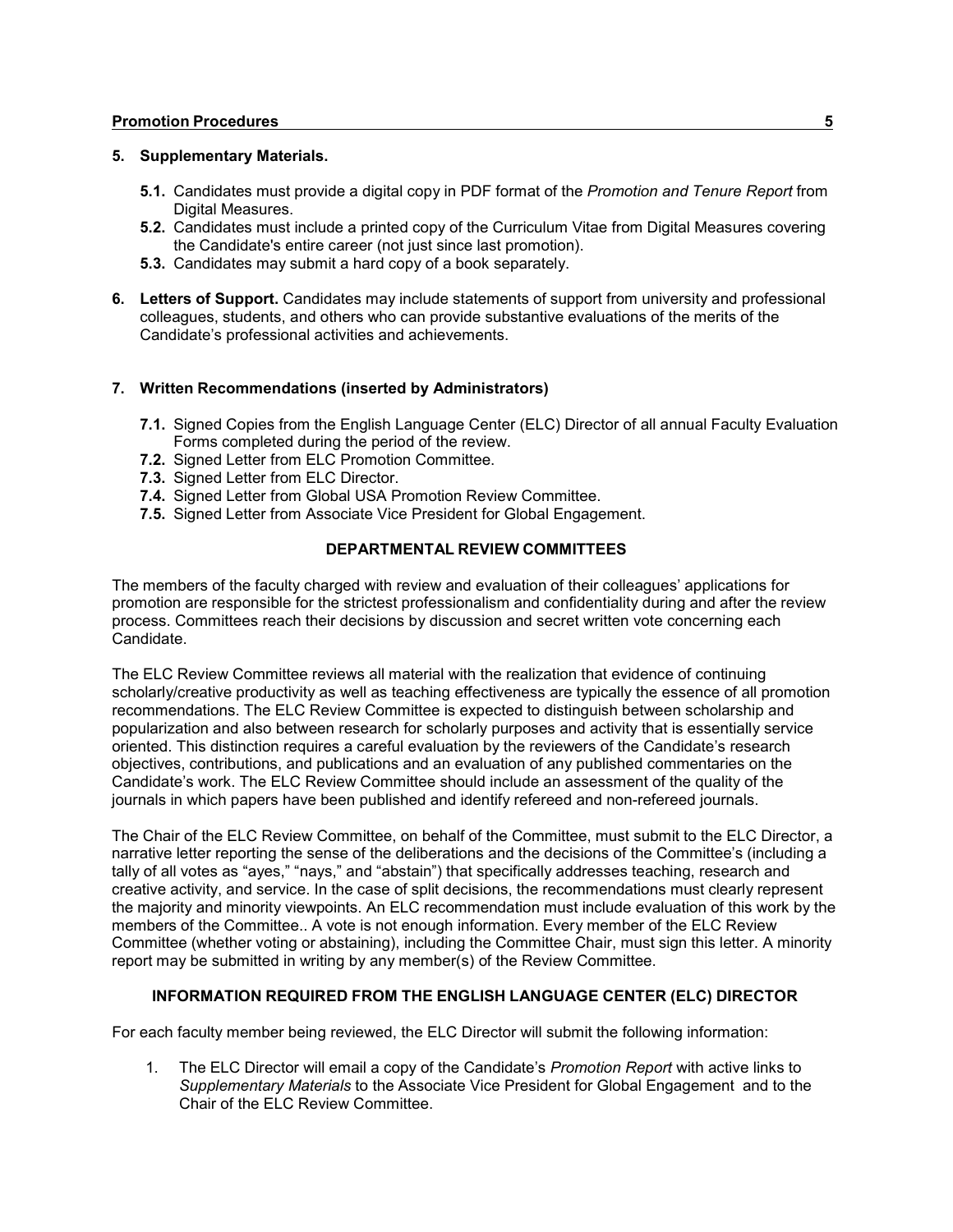**5. Supplementary Materials.**

- **5.1.** Candidates must provide a digital copy in PDF format of the *Promotion and Tenure Report* from Digital Measures.
- **5.2.** Candidates must include a printed copy of the Curriculum Vitae from Digital Measures covering the Candidate's entire career (not just since last promotion).
- **5.3.** Candidates may submit a hard copy of a book separately.

**6. Letters of Support.** Candidates may include statements of support from university and professional colleagues, students, and others who can provide substantive evaluations of the merits of the Candidate's professional activities and achievements.

**7. Written Recommendations (inserted by Administrators)**

- **7.1.** Signed Copies from the English Language Center (ELC) Director of all annual Faculty Evaluation Forms completed during the period of the review.
- **7.2.** Signed Letter from ELC Promotion Committee.
- **7.3.** Signed Letter from ELC Director.
- **7.4.** Signed Letter from Global USA Promotion Review Committee.
- **7.5.** Signed Letter from Associate Vice President for Global Engagement.

## DEPARTMENTAL REVIEW COMMITTEES

The members of the faculty charged with review and evaluation of their colleagues' applications for promotion are responsible for the strictest professionalism and confidentiality during and after the review process. Committees reach their decisions by discussion and secret written vote concerning each Candidate.

The ELC Review Committee reviews all material with the realization that evidence of continuing scholarly/creative productivity as well as teaching effectiveness are typically the essence of all promotion recommendations. The ELC Review Committee is expected to distinguish between scholarship and popularization and also between research for scholarly purposes and activity that is essentially service oriented. This distinction requires a careful evaluation by the reviewers of the Candidate's research objectives, contributions, and publications and an evaluation of any published commentaries on the Candidate's work. The ELC Review Committee should include an assessment of the quality of the journals in which papers have been published and identify refereed and non-refereed journals.

The Chair of the ELC Review Committee, on behalf of the Committee, must submit to the ELC Director, a narrative letter reporting the sense of the deliberations and the decisions of the Committee's (including a tally of all votes as "ayes," "nays," and "abstain") that specifically addresses teaching, research and creative activity, and service. In the case of split decisions, the recommendations must clearly represent the majority and minority viewpoints. An ELC recommendation must include evaluation of this work by the members of the Committee.. A vote is not enough information. Every member of the ELC Review Committee (whether voting or abstaining), including the Committee Chair, must sign this letter. A minority report may be submitted in writing by any member(s) of the Review Committee.

## INFORMATION REQUIRED FROM THE ENGLISH LANGUAGE CENTER (ELC) DIRECTOR

For each faculty member being reviewed, the ELC Director will submit the following information:

1. The ELC Director will email a copy of the Candidate's *Promotion Report* with active links to *Supplementary Materials* to the Associate Vice President for Global Engagement and to the Chair of the ELC Review Committee.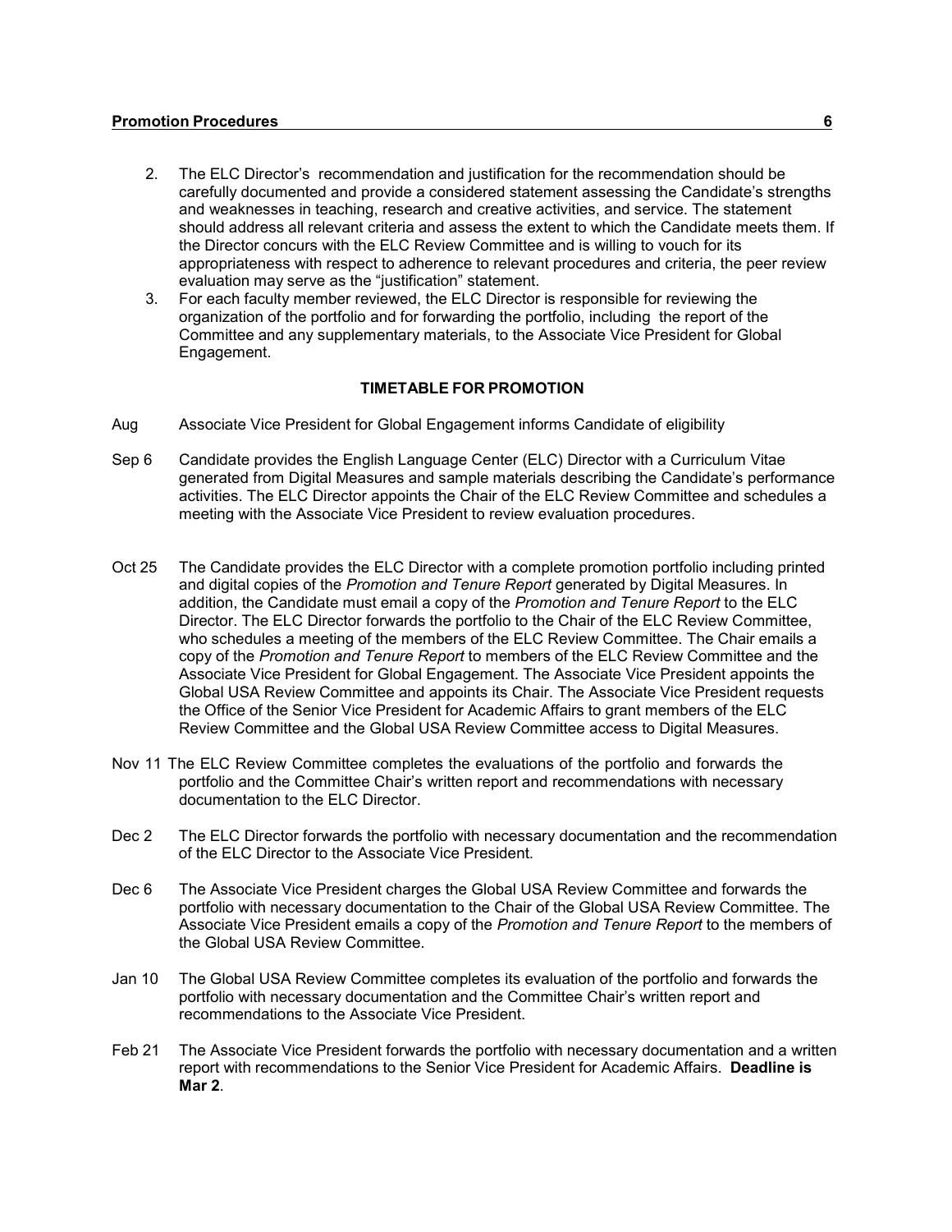2. The ELC Director's recommendation and justification for the recommendation should be carefully documented and provide a considered statement assessing the Candidate's strengths and weaknesses in teaching, research and creative activities, and service. The statement should address all relevant criteria and assess the extent to which the Candidate meets them. If the Director concurs with the ELC Review Committee and is willing to vouch for its appropriateness with respect to adherence to relevant procedures and criteria, the peer review evaluation may serve as the "justification" statement.
3. For each faculty member reviewed, the ELC Director is responsible for reviewing the organization of the portfolio and for forwarding the portfolio, including the report of the Committee and any supplementary materials, to the Associate Vice President for Global Engagement.

### TIMETABLE FOR PROMOTION

**Aug** Associate Vice President for Global Engagement informs Candidate of eligibility

**Sep 6** Candidate provides the English Language Center (ELC) Director with a Curriculum Vitae generated from Digital Measures and sample materials describing the Candidate's performance activities. The ELC Director appoints the Chair of the ELC Review Committee and schedules a meeting with the Associate Vice President to review evaluation procedures.

**Oct 25** The Candidate provides the ELC Director with a complete promotion portfolio including printed and digital copies of the *Promotion and Tenure Report* generated by Digital Measures. In addition, the Candidate must email a copy of the *Promotion and Tenure Report* to the ELC Director. The ELC Director forwards the portfolio to the Chair of the ELC Review Committee, who schedules a meeting of the members of the ELC Review Committee. The Chair emails a copy of the *Promotion and Tenure Report* to members of the ELC Review Committee and the Associate Vice President for Global Engagement. The Associate Vice President appoints the Global USA Review Committee and appoints its Chair. The Associate Vice President requests the Office of the Senior Vice President for Academic Affairs to grant members of the ELC Review Committee and the Global USA Review Committee access to Digital Measures.

**Nov 11** The ELC Review Committee completes the evaluations of the portfolio and forwards the portfolio and the Committee Chair's written report and recommendations with necessary documentation to the ELC Director.

**Dec 2** The ELC Director forwards the portfolio with necessary documentation and the recommendation of the ELC Director to the Associate Vice President.

**Dec 6** The Associate Vice President charges the Global USA Review Committee and forwards the portfolio with necessary documentation to the Chair of the Global USA Review Committee. The Associate Vice President emails a copy of the *Promotion and Tenure Report* to the members of the Global USA Review Committee.

**Jan 10** The Global USA Review Committee completes its evaluation of the portfolio and forwards the portfolio with necessary documentation and the Committee Chair's written report and recommendations to the Associate Vice President.

**Feb 21** The Associate Vice President forwards the portfolio with necessary documentation and a written report with recommendations to the Senior Vice President for Academic Affairs. **Deadline is Mar 2**.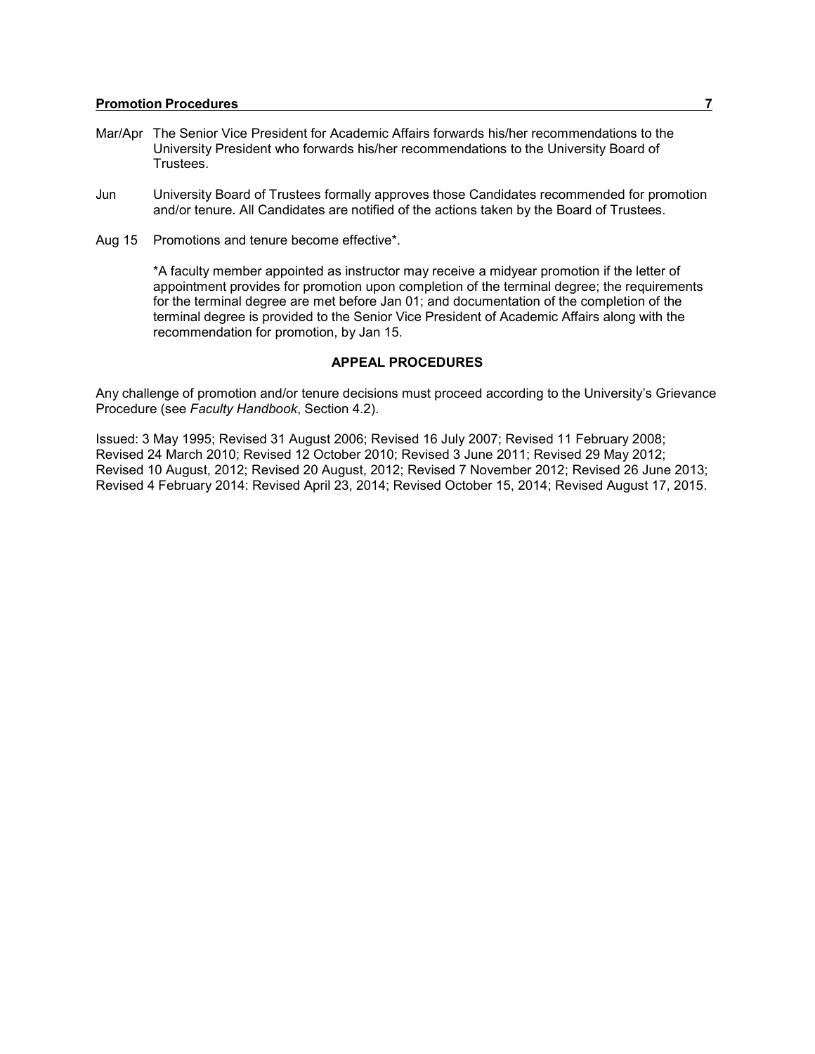Mar/Apr The Senior Vice President for Academic Affairs forwards his/her recommendations to the University President who forwards his/her recommendations to the University Board of Trustees.

Jun University Board of Trustees formally approves those Candidates recommended for promotion and/or tenure. All Candidates are notified of the actions taken by the Board of Trustees.

Aug 15 Promotions and tenure become effective*.

*A faculty member appointed as instructor may receive a midyear promotion if the letter of appointment provides for promotion upon completion of the terminal degree; the requirements for the terminal degree are met before Jan 01; and documentation of the completion of the terminal degree is provided to the Senior Vice President of Academic Affairs along with the recommendation for promotion, by Jan 15.

## APPEAL PROCEDURES

Any challenge of promotion and/or tenure decisions must proceed according to the University's Grievance Procedure (see *Faculty Handbook*, Section 4.2).

Issued: 3 May 1995; Revised 31 August 2006; Revised 16 July 2007; Revised 11 February 2008; Revised 24 March 2010; Revised 12 October 2010; Revised 3 June 2011; Revised 29 May 2012; Revised 10 August, 2012; Revised 20 August, 2012; Revised 7 November 2012; Revised 26 June 2013; Revised 4 February 2014: Revised April 23, 2014; Revised October 15, 2014; Revised August 17, 2015.